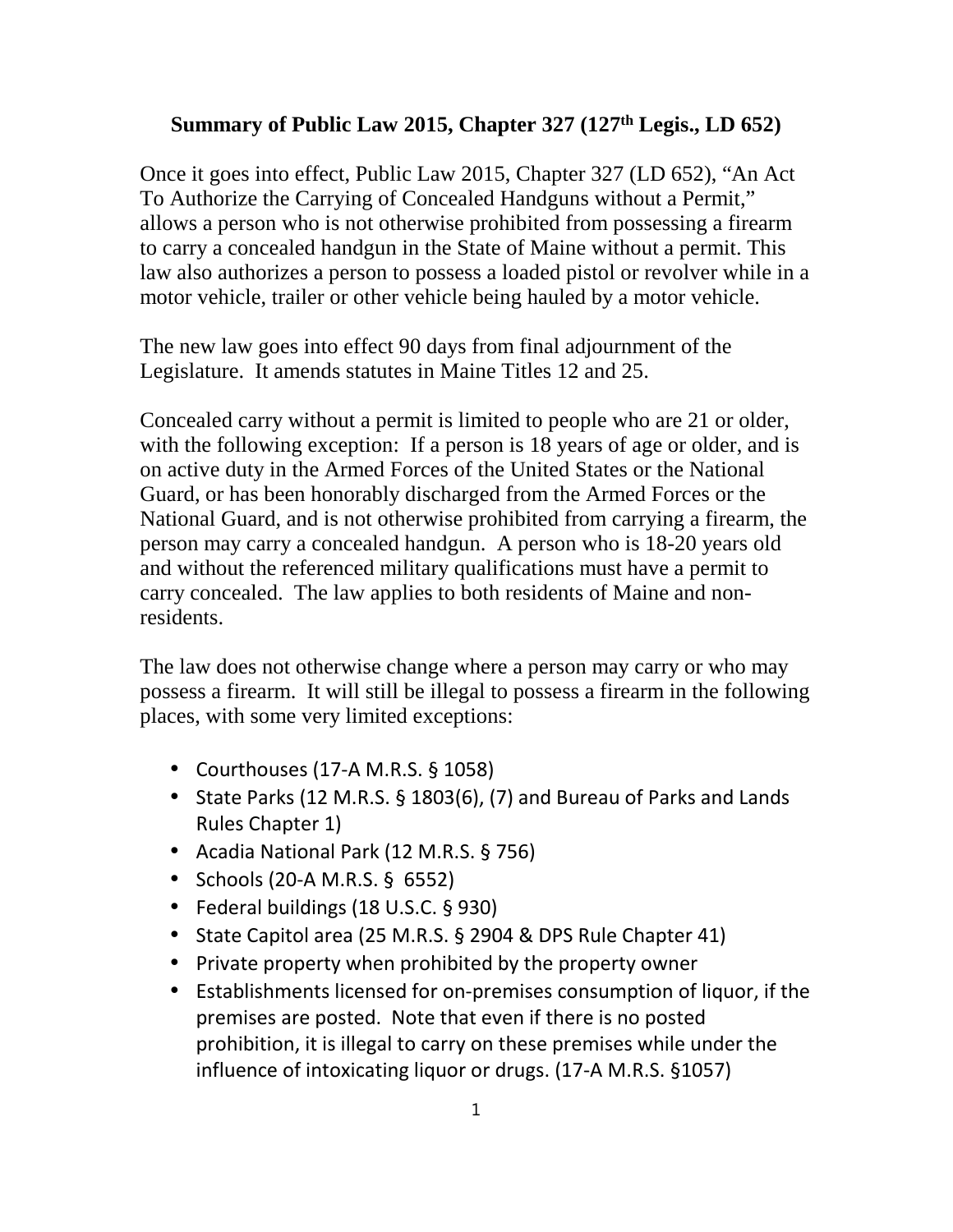# Summary of Public Law 2015, Chapter 327 (127th Legis., LD 652)

Once it goes into effect, Public Law 2015, Chapter 327 (LD 652), "An Act To Authorize the Carrying of Concealed Handguns without a Permit," allows a person who is not otherwise prohibited from possessing a firearm to carry a concealed handgun in the State of Maine without a permit. This law also authorizes a person to possess a loaded pistol or revolver while in a motor vehicle, trailer or other vehicle being hauled by a motor vehicle.

The new law goes into effect 90 days from final adjournment of the Legislature. It amends statutes in Maine Titles 12 and 25.

Concealed carry without a permit is limited to people who are 21 or older, with the following exception: If a person is 18 years of age or older, and is on active duty in the Armed Forces of the United States or the National Guard, or has been honorably discharged from the Armed Forces or the National Guard, and is not otherwise prohibited from carrying a firearm, the person may carry a concealed handgun. A person who is 18-20 years old and without the referenced military qualifications must have a permit to carry concealed. The law applies to both residents of Maine and non-residents.

The law does not otherwise change where a person may carry or who may possess a firearm. It will still be illegal to possess a firearm in the following places, with some very limited exceptions:

- Courthouses (17-A M.R.S. § 1058)
- State Parks (12 M.R.S. § 1803(6), (7) and Bureau of Parks and Lands Rules Chapter 1)
- Acadia National Park (12 M.R.S. § 756)
- Schools (20-A M.R.S. § 6552)
- Federal buildings (18 U.S.C. § 930)
- State Capitol area (25 M.R.S. § 2904 & DPS Rule Chapter 41)
- Private property when prohibited by the property owner
- Establishments licensed for on-premises consumption of liquor, if the premises are posted. Note that even if there is no posted prohibition, it is illegal to carry on these premises while under the influence of intoxicating liquor or drugs. (17-A M.R.S. §1057)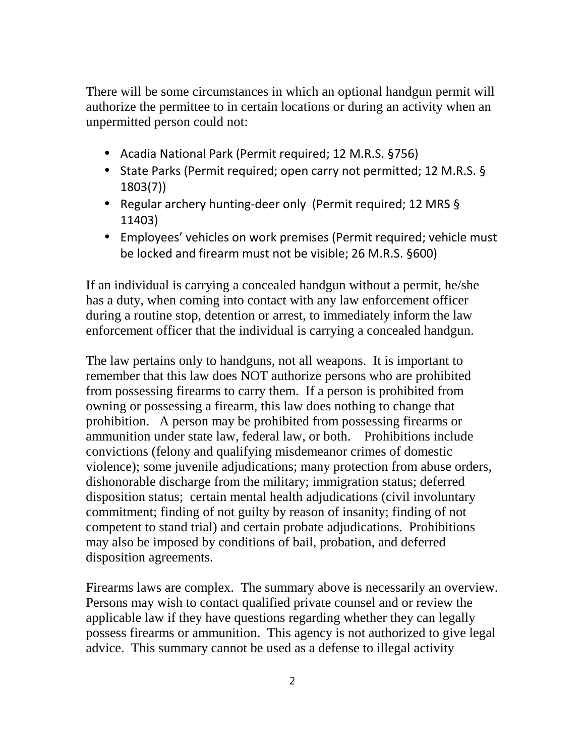There will be some circumstances in which an optional handgun permit will authorize the permittee to in certain locations or during an activity when an unpermitted person could not:

- Acadia National Park (Permit required; 12 M.R.S. §756)
- State Parks (Permit required; open carry not permitted; 12 M.R.S. § 1803(7))
- Regular archery hunting-deer only (Permit required; 12 MRS § 11403)
- Employees' vehicles on work premises (Permit required; vehicle must be locked and firearm must not be visible; 26 M.R.S. §600)

If an individual is carrying a concealed handgun without a permit, he/she has a duty, when coming into contact with any law enforcement officer during a routine stop, detention or arrest, to immediately inform the law enforcement officer that the individual is carrying a concealed handgun.

The law pertains only to handguns, not all weapons. It is important to remember that this law does NOT authorize persons who are prohibited from possessing firearms to carry them. If a person is prohibited from owning or possessing a firearm, this law does nothing to change that prohibition. A person may be prohibited from possessing firearms or ammunition under state law, federal law, or both. Prohibitions include convictions (felony and qualifying misdemeanor crimes of domestic violence); some juvenile adjudications; many protection from abuse orders, dishonorable discharge from the military; immigration status; deferred disposition status; certain mental health adjudications (civil involuntary commitment; finding of not guilty by reason of insanity; finding of not competent to stand trial) and certain probate adjudications. Prohibitions may also be imposed by conditions of bail, probation, and deferred disposition agreements.

Firearms laws are complex. The summary above is necessarily an overview. Persons may wish to contact qualified private counsel and or review the applicable law if they have questions regarding whether they can legally possess firearms or ammunition. This agency is not authorized to give legal advice. This summary cannot be used as a defense to illegal activity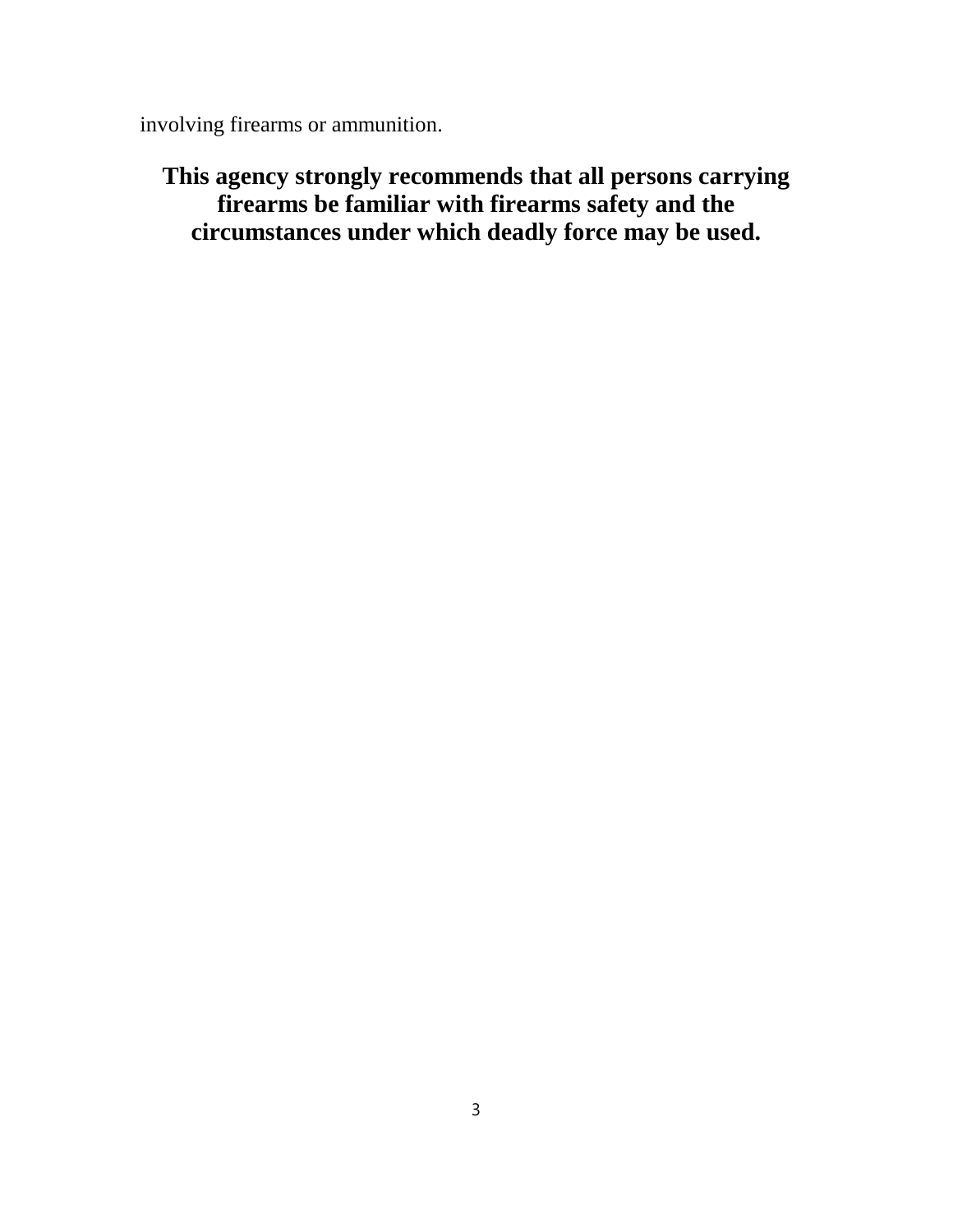involving firearms or ammunition.

**This agency strongly recommends that all persons carrying firearms be familiar with firearms safety and the circumstances under which deadly force may be used.**